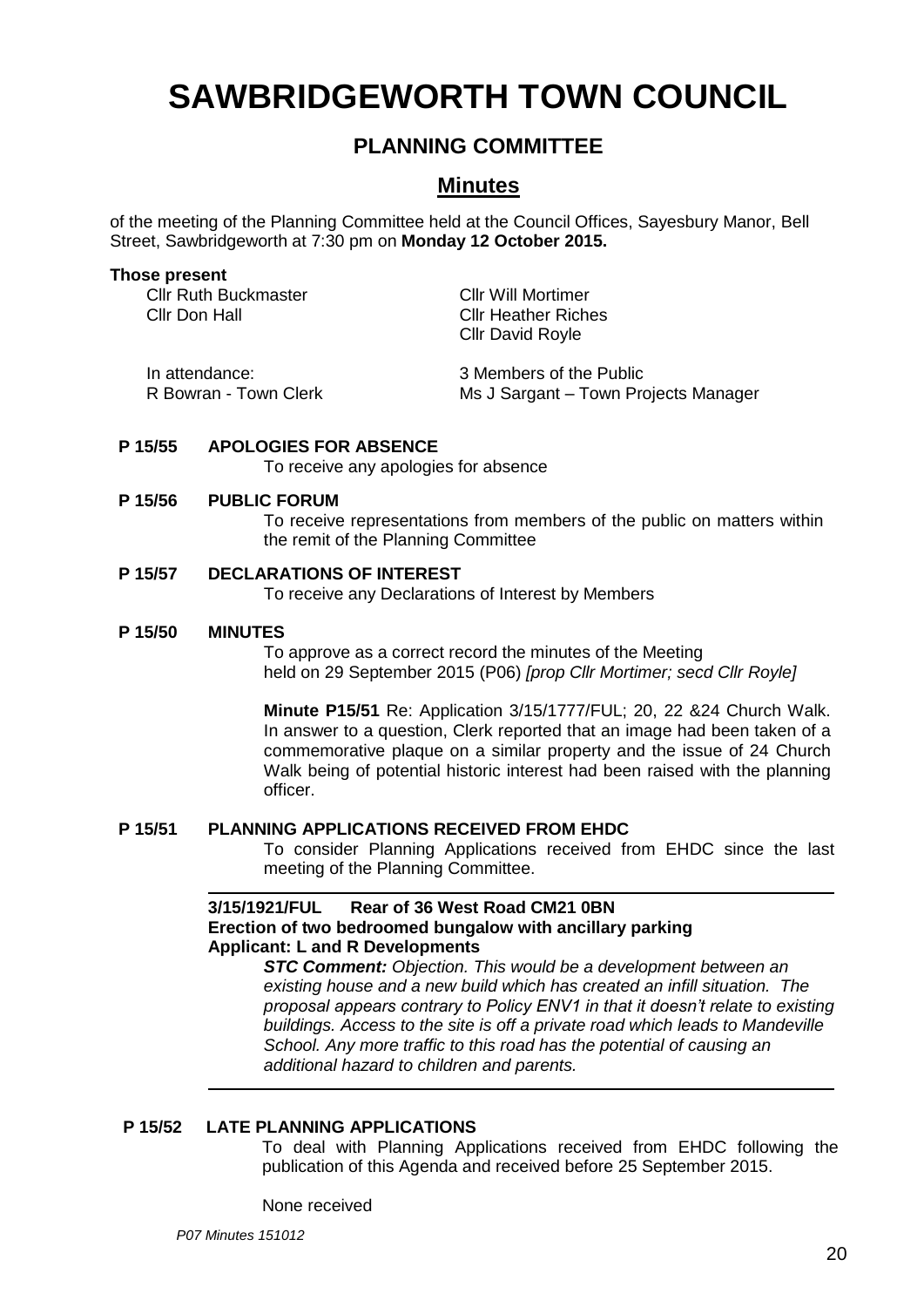# SAWBRIDGEWORTH TOWN COUNCIL

## PLANNING COMMITTEE

## Minutes

of the meeting of the Planning Committee held at the Council Offices, Sayesbury Manor, Bell Street, Sawbridgeworth at 7:30 pm on **Monday 12 October 2015.**

**Those present**

Cllr Ruth Buckmaster
Cllr Don Hall
Cllr Will Mortimer
Cllr Heather Riches
Cllr David Royle

In attendance:
R Bowran - Town Clerk
3 Members of the Public
Ms J Sargant – Town Projects Manager

**P 15/55 APOLOGIES FOR ABSENCE**

To receive any apologies for absence

**P 15/56 PUBLIC FORUM**

To receive representations from members of the public on matters within the remit of the Planning Committee

**P 15/57 DECLARATIONS OF INTEREST**

To receive any Declarations of Interest by Members

**P 15/50 MINUTES**

To approve as a correct record the minutes of the Meeting held on 29 September 2015 (P06) *[prop Cllr Mortimer; secd Cllr Royle]*

**Minute P15/51** Re: Application 3/15/1777/FUL; 20, 22 &24 Church Walk. In answer to a question, Clerk reported that an image had been taken of a commemorative plaque on a similar property and the issue of 24 Church Walk being of potential historic interest had been raised with the planning officer.

**P 15/51 PLANNING APPLICATIONS RECEIVED FROM EHDC**

To consider Planning Applications received from EHDC since the last meeting of the Planning Committee.

---

**3/15/1921/FUL Rear of 36 West Road CM21 0BN**
**Erection of two bedroomed bungalow with ancillary parking**
**Applicant: L and R Developments**

***STC Comment:*** *Objection. This would be a development between an existing house and a new build which has created an infill situation. The proposal appears contrary to Policy ENV1 in that it doesn't relate to existing buildings. Access to the site is off a private road which leads to Mandeville School. Any more traffic to this road has the potential of causing an additional hazard to children and parents.*

---

**P 15/52 LATE PLANNING APPLICATIONS**

To deal with Planning Applications received from EHDC following the publication of this Agenda and received before 25 September 2015.

None received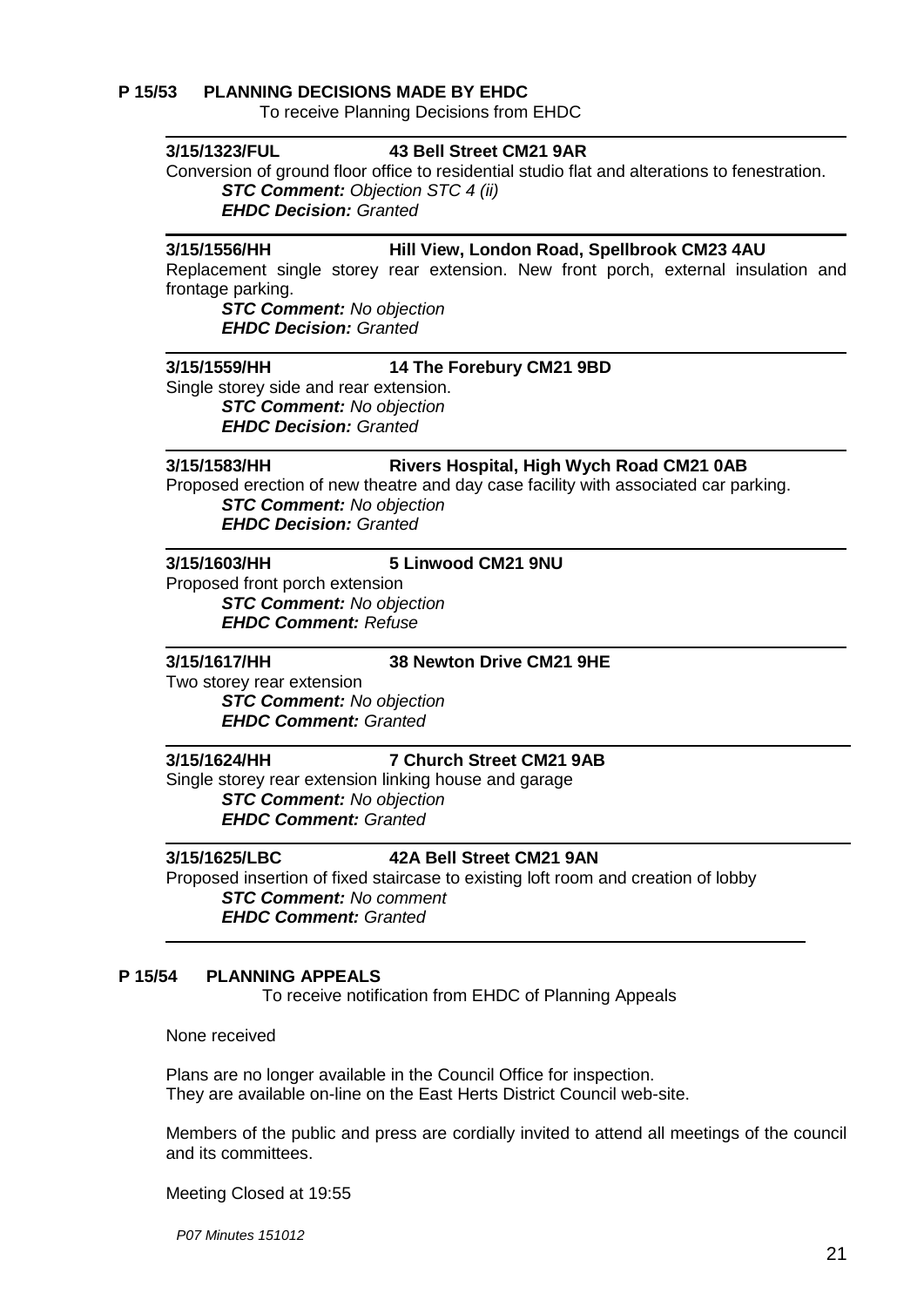## P 15/53 PLANNING DECISIONS MADE BY EHDC

To receive Planning Decisions from EHDC

---

**3/15/1323/FUL** **43 Bell Street CM21 9AR**

Conversion of ground floor office to residential studio flat and alterations to fenestration.

***STC Comment:*** *Objection STC 4 (ii)*
***EHDC Decision:*** *Granted*

---

**3/15/1556/HH** **Hill View, London Road, Spellbrook CM23 4AU**

Replacement single storey rear extension. New front porch, external insulation and frontage parking.

***STC Comment:*** *No objection*
***EHDC Decision:*** *Granted*

---

**3/15/1559/HH** **14 The Forebury CM21 9BD**

Single storey side and rear extension.

***STC Comment:*** *No objection*
***EHDC Decision:*** *Granted*

---

**3/15/1583/HH** **Rivers Hospital, High Wych Road CM21 0AB**

Proposed erection of new theatre and day case facility with associated car parking.

***STC Comment:*** *No objection*
***EHDC Decision:*** *Granted*

---

**3/15/1603/HH** **5 Linwood CM21 9NU**

Proposed front porch extension

***STC Comment:*** *No objection*
***EHDC Comment:*** *Refuse*

---

**3/15/1617/HH** **38 Newton Drive CM21 9HE**

Two storey rear extension

***STC Comment:*** *No objection*
***EHDC Comment:*** *Granted*

---

**3/15/1624/HH** **7 Church Street CM21 9AB**

Single storey rear extension linking house and garage

***STC Comment:*** *No objection*
***EHDC Comment:*** *Granted*

---

**3/15/1625/LBC** **42A Bell Street CM21 9AN**

Proposed insertion of fixed staircase to existing loft room and creation of lobby

***STC Comment:*** *No comment*
***EHDC Comment:*** *Granted*

---

## P 15/54 PLANNING APPEALS

To receive notification from EHDC of Planning Appeals

None received

Plans are no longer available in the Council Office for inspection.
They are available on-line on the East Herts District Council web-site.

Members of the public and press are cordially invited to attend all meetings of the council and its committees.

Meeting Closed at 19:55